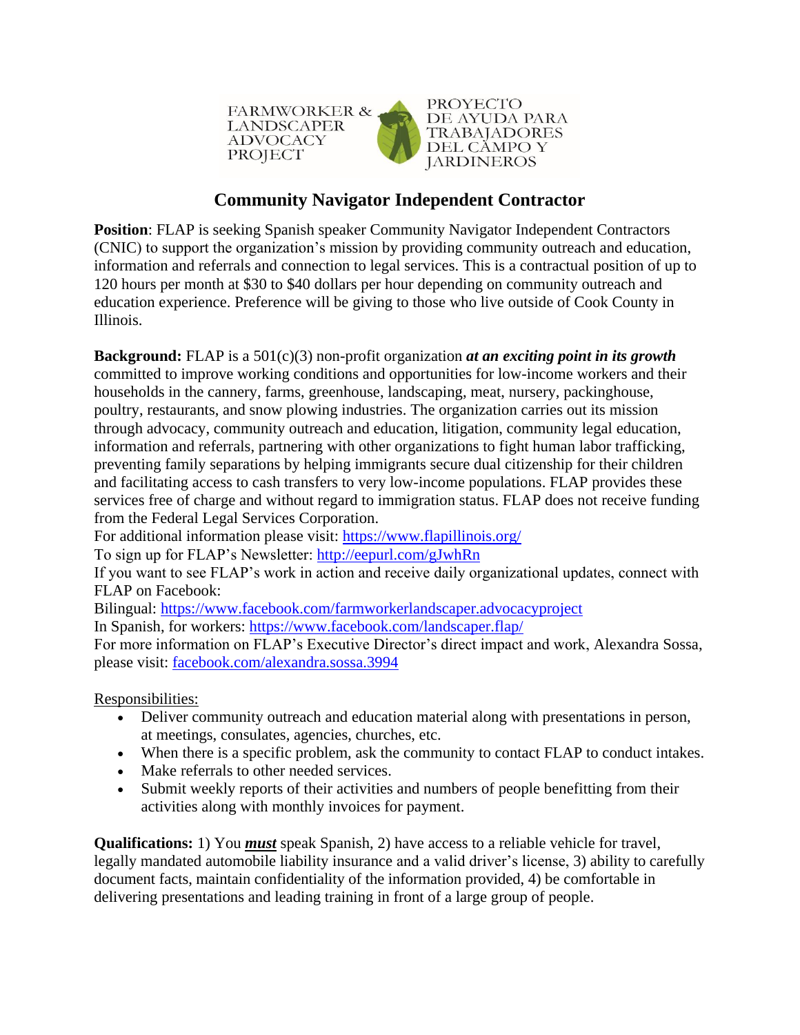FARMWORKER & LANDSCAPER ADVOCACY PROJECT

PROYECTO DE AYUDA PARA TRABAJADORES DEL CAMPO Y JARDINEROS

# Community Navigator Independent Contractor

**Position**: FLAP is seeking Spanish speaker Community Navigator Independent Contractors (CNIC) to support the organization's mission by providing community outreach and education, information and referrals and connection to legal services. This is a contractual position of up to 120 hours per month at $30 to $40 dollars per hour depending on community outreach and education experience. Preference will be giving to those who live outside of Cook County in Illinois.

**Background:** FLAP is a 501(c)(3) non-profit organization ***at an exciting point in its growth*** committed to improve working conditions and opportunities for low-income workers and their households in the cannery, farms, greenhouse, landscaping, meat, nursery, packinghouse, poultry, restaurants, and snow plowing industries. The organization carries out its mission through advocacy, community outreach and education, litigation, community legal education, information and referrals, partnering with other organizations to fight human labor trafficking, preventing family separations by helping immigrants secure dual citizenship for their children and facilitating access to cash transfers to very low-income populations. FLAP provides these services free of charge and without regard to immigration status. FLAP does not receive funding from the Federal Legal Services Corporation.

For additional information please visit: https://www.flapillinois.org/

To sign up for FLAP's Newsletter: http://eepurl.com/gJwhRn

If you want to see FLAP's work in action and receive daily organizational updates, connect with FLAP on Facebook:

Bilingual: https://www.facebook.com/farmworkerlandscaper.advocacyproject

In Spanish, for workers: https://www.facebook.com/landscaper.flap/

For more information on FLAP's Executive Director's direct impact and work, Alexandra Sossa, please visit: facebook.com/alexandra.sossa.3994

Responsibilities:

- Deliver community outreach and education material along with presentations in person, at meetings, consulates, agencies, churches, etc.
- When there is a specific problem, ask the community to contact FLAP to conduct intakes.
- Make referrals to other needed services.
- Submit weekly reports of their activities and numbers of people benefitting from their activities along with monthly invoices for payment.

**Qualifications:** 1) You ***must*** speak Spanish, 2) have access to a reliable vehicle for travel, legally mandated automobile liability insurance and a valid driver's license, 3) ability to carefully document facts, maintain confidentiality of the information provided, 4) be comfortable in delivering presentations and leading training in front of a large group of people.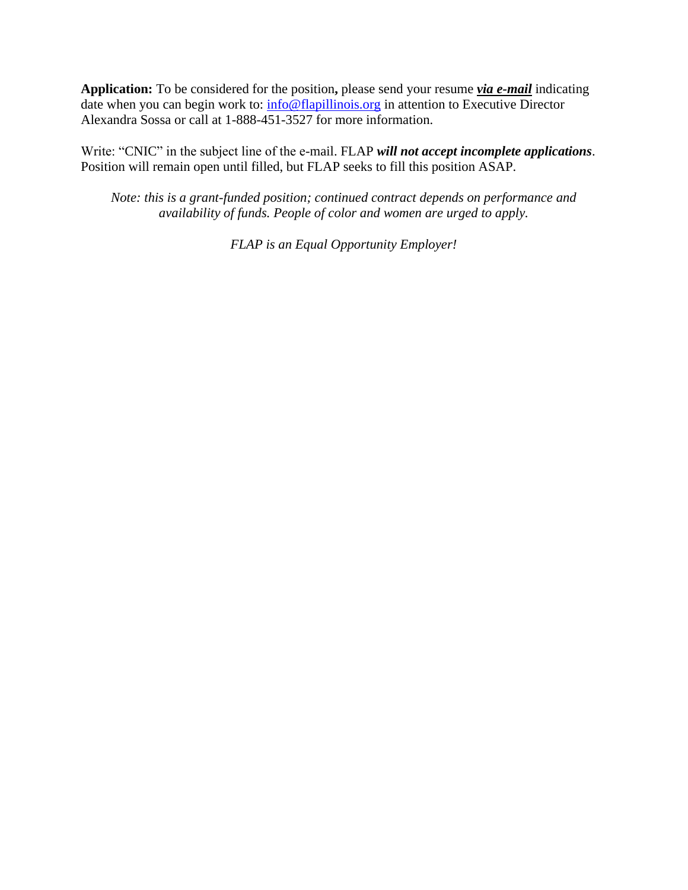**Application:** To be considered for the position**,** please send your resume ***via e-mail*** indicating date when you can begin work to: info@flapillinois.org in attention to Executive Director Alexandra Sossa or call at 1-888-451-3527 for more information.

Write: "CNIC" in the subject line of the e-mail. FLAP ***will not accept incomplete applications***. Position will remain open until filled, but FLAP seeks to fill this position ASAP.

*Note: this is a grant-funded position; continued contract depends on performance and availability of funds. People of color and women are urged to apply.*

*FLAP is an Equal Opportunity Employer!*